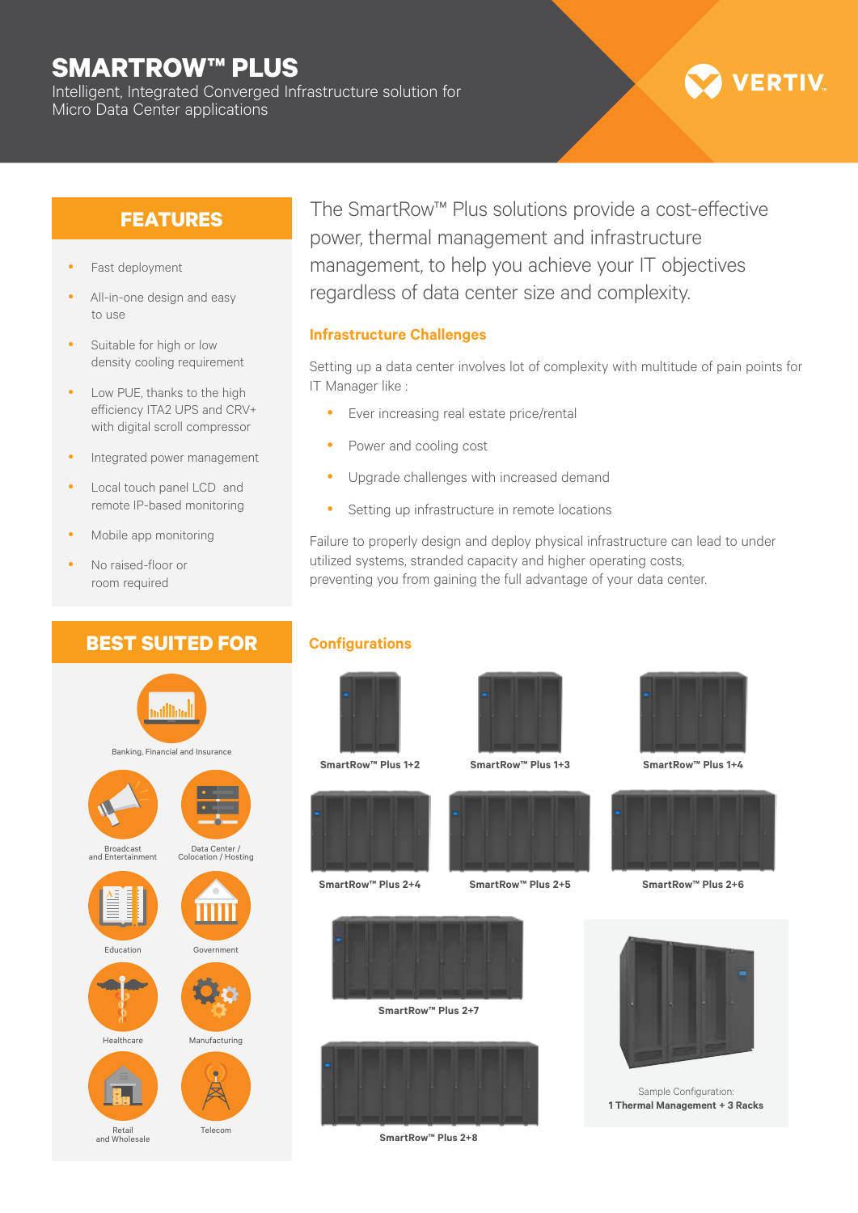# SMARTROW™ PLUS

Intelligent, Integrated Converged Infrastructure solution for Micro Data Center applications

VERTIV

## FEATURES

- Fast deployment
- All-in-one design and easy to use
- Suitable for high or low density cooling requirement
- Low PUE, thanks to the high efficiency ITA2 UPS and CRV+ with digital scroll compressor
- Integrated power management
- Local touch panel LCD and remote IP-based monitoring
- Mobile app monitoring
- No raised-floor or room required

The SmartRow™ Plus solutions provide a cost-effective power, thermal management and infrastructure management, to help you achieve your IT objectives regardless of data center size and complexity.

### Infrastructure Challenges

Setting up a data center involves lot of complexity with multitude of pain points for IT Manager like :

- Ever increasing real estate price/rental
- Power and cooling cost
- Upgrade challenges with increased demand
- Setting up infrastructure in remote locations

Failure to properly design and deploy physical infrastructure can lead to under utilized systems, stranded capacity and higher operating costs, preventing you from gaining the full advantage of your data center.

## BEST SUITED FOR

- Banking, Financial and Insurance
- Broadcast and Entertainment
- Data Center / Colocation / Hosting
- Education
- Government
- Healthcare
- Manufacturing
- Retail and Wholesale
- Telecom

### Configurations

SmartRow™ Plus 1+2

SmartRow™ Plus 1+3

SmartRow™ Plus 1+4

SmartRow™ Plus 2+4

SmartRow™ Plus 2+5

SmartRow™ Plus 2+6

SmartRow™ Plus 2+7

SmartRow™ Plus 2+8

Sample Configuration:
**1 Thermal Management + 3 Racks**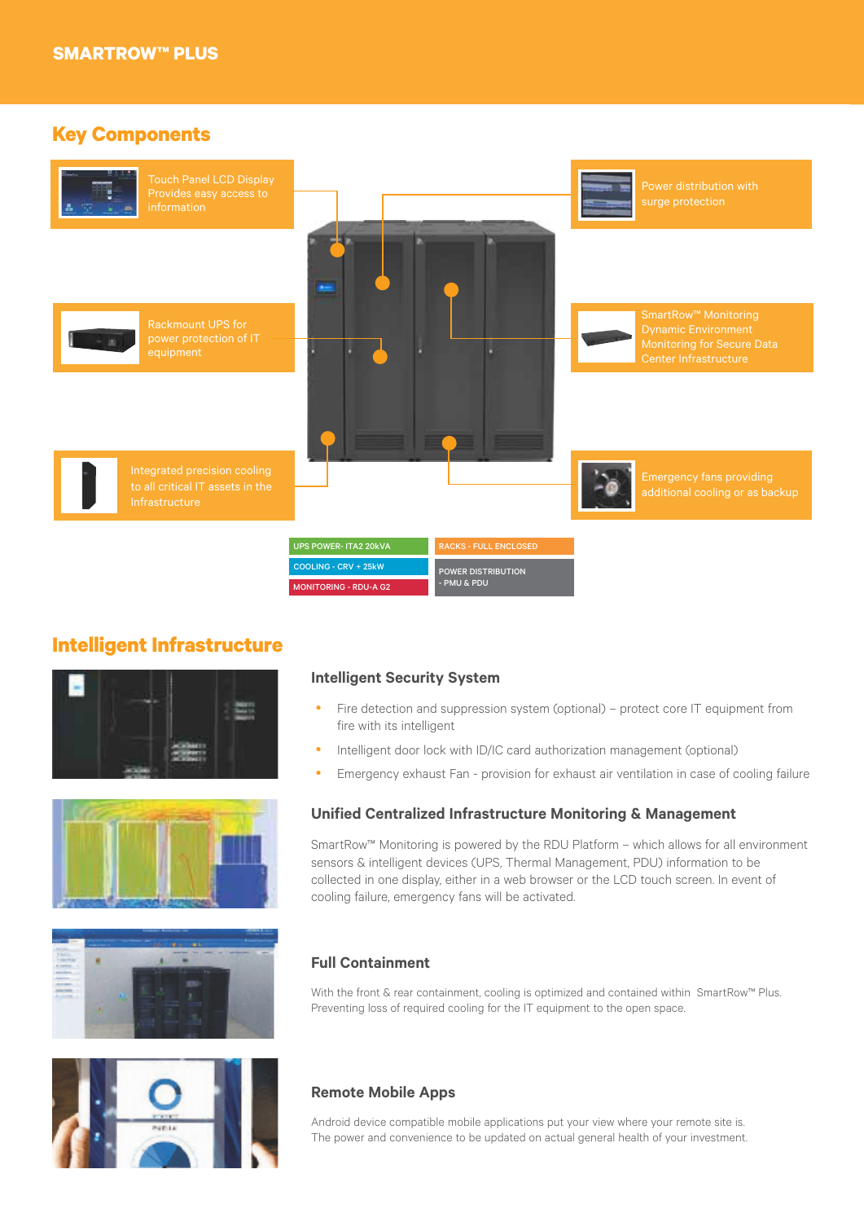## SMARTROW™ PLUS

## Key Components

Touch Panel LCD Display Provides easy access to information

Power distribution with surge protection

Rackmount UPS for power protection of IT equipment

SmartRow™ Monitoring Dynamic Environment Monitoring for Secure Data Center Infrastructure

Integrated precision cooling to all critical IT assets in the Infrastructure

Emergency fans providing additional cooling or as backup

| | |
|---|---|
| UPS POWER- ITA2 20kVA | RACKS - FULL ENCLOSED |
| COOLING - CRV + 25kW | POWER DISTRIBUTION - PMU & PDU |
| MONITORING - RDU-A G2 | |

## Intelligent Infrastructure

### Intelligent Security System

- Fire detection and suppression system (optional) – protect core IT equipment from fire with its intelligent
- Intelligent door lock with ID/IC card authorization management (optional)
- Emergency exhaust Fan - provision for exhaust air ventilation in case of cooling failure

### Unified Centralized Infrastructure Monitoring & Management

SmartRow™ Monitoring is powered by the RDU Platform – which allows for all environment sensors & intelligent devices (UPS, Thermal Management, PDU) information to be collected in one display, either in a web browser or the LCD touch screen. In event of cooling failure, emergency fans will be activated.

### Full Containment

With the front & rear containment, cooling is optimized and contained within SmartRow™ Plus. Preventing loss of required cooling for the IT equipment to the open space.

### Remote Mobile Apps

Android device compatible mobile applications put your view where your remote site is. The power and convenience to be updated on actual general health of your investment.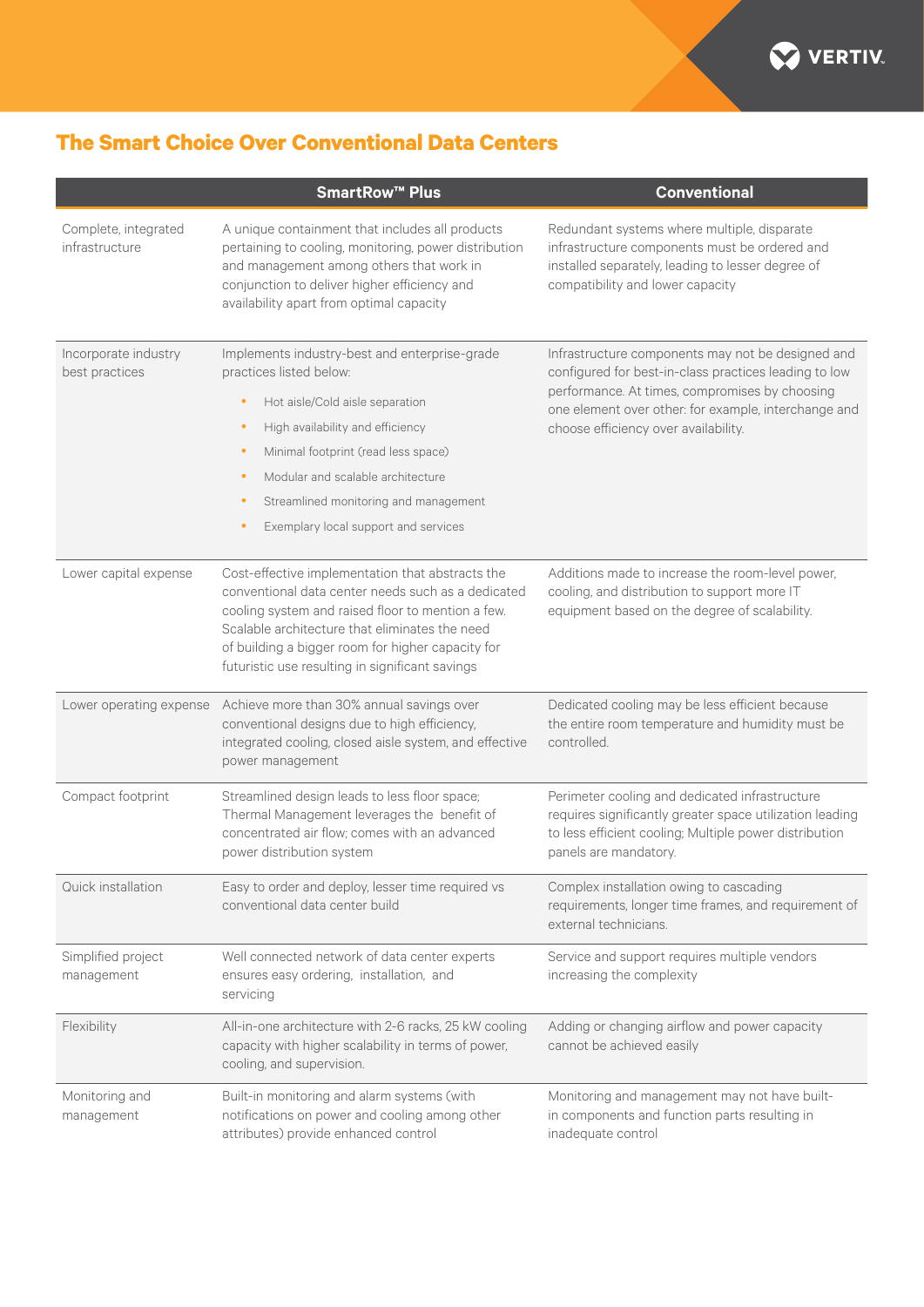## The Smart Choice Over Conventional Data Centers

| | SmartRow™ Plus | Conventional |
|---|---|---|
| Complete, integrated infrastructure | A unique containment that includes all products pertaining to cooling, monitoring, power distribution and management among others that work in conjunction to deliver higher efficiency and availability apart from optimal capacity | Redundant systems where multiple, disparate infrastructure components must be ordered and installed separately, leading to lesser degree of compatibility and lower capacity |
| Incorporate industry best practices | Implements industry-best and enterprise-grade practices listed below:<br>• Hot aisle/Cold aisle separation<br>• High availability and efficiency<br>• Minimal footprint (read less space)<br>• Modular and scalable architecture<br>• Streamlined monitoring and management<br>• Exemplary local support and services | Infrastructure components may not be designed and configured for best-in-class practices leading to low performance. At times, compromises by choosing one element over other: for example, interchange and choose efficiency over availability. |
| Lower capital expense | Cost-effective implementation that abstracts the conventional data center needs such as a dedicated cooling system and raised floor to mention a few. Scalable architecture that eliminates the need of building a bigger room for higher capacity for futuristic use resulting in significant savings | Additions made to increase the room-level power, cooling, and distribution to support more IT equipment based on the degree of scalability. |
| Lower operating expense | Achieve more than 30% annual savings over conventional designs due to high efficiency, integrated cooling, closed aisle system, and effective power management | Dedicated cooling may be less efficient because the entire room temperature and humidity must be controlled. |
| Compact footprint | Streamlined design leads to less floor space; Thermal Management leverages the benefit of concentrated air flow; comes with an advanced power distribution system | Perimeter cooling and dedicated infrastructure requires significantly greater space utilization leading to less efficient cooling; Multiple power distribution panels are mandatory. |
| Quick installation | Easy to order and deploy, lesser time required vs conventional data center build | Complex installation owing to cascading requirements, longer time frames, and requirement of external technicians. |
| Simplified project management | Well connected network of data center experts ensures easy ordering, installation, and servicing | Service and support requires multiple vendors increasing the complexity |
| Flexibility | All-in-one architecture with 2-6 racks, 25 kW cooling capacity with higher scalability in terms of power, cooling, and supervision. | Adding or changing airflow and power capacity cannot be achieved easily |
| Monitoring and management | Built-in monitoring and alarm systems (with notifications on power and cooling among other attributes) provide enhanced control | Monitoring and management may not have built-in components and function parts resulting in inadequate control |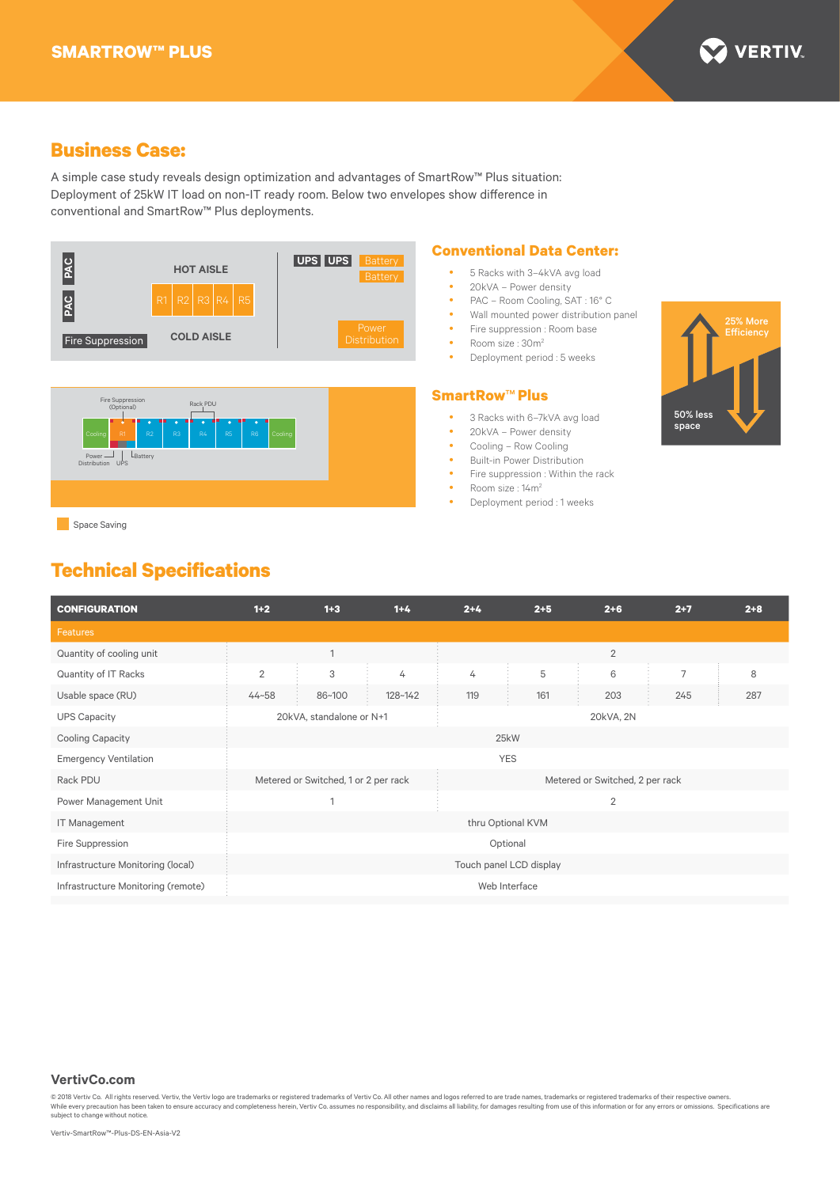# Business Case:

A simple case study reveals design optimization and advantages of SmartRow™ Plus situation: Deployment of 25kW IT load on non-IT ready room. Below two envelopes show difference in conventional and SmartRow™ Plus deployments.

PAC
PAC
HOT AISLE
R1 R2 R3 R4 R5
COLD AISLE
Fire Suppression
UPS UPS
Battery
Battery
Power Distribution

Fire Suppression (Optional)
Rack PDU
Cooling R1 R2 R3 R4 R5 R6 Cooling
Power Distribution
UPS
Battery

Space Saving

## Conventional Data Center:

- 5 Racks with 3~4kVA avg load
- 20kVA – Power density
- PAC – Room Cooling, SAT : 16° C
- Wall mounted power distribution panel
- Fire suppression : Room base
- Room size : 30m$^2$
- Deployment period : 5 weeks

## SmartRow™ Plus

- 3 Racks with 6~7kVA avg load
- 20kVA – Power density
- Cooling – Row Cooling
- Built-in Power Distribution
- Fire suppression : Within the rack
- Room size : 14m$^2$
- Deployment period : 1 weeks

25% More Efficiency

50% less space

# Technical Specifications

| CONFIGURATION | 1+2 | 1+3 | 1+4 | 2+4 | 2+5 | 2+6 | 2+7 | 2+8 |
|---|---|---|---|---|---|---|---|---|
| Features | | | | | | | | |
| Quantity of cooling unit | | 1 | | | | 2 | | |
| Quantity of IT Racks | 2 | 3 | 4 | 4 | 5 | 6 | 7 | 8 |
| Usable space (RU) | 44~58 | 86~100 | 128~142 | 119 | 161 | 203 | 245 | 287 |
| UPS Capacity | | 20kVA, standalone or N+1 | | | | 20kVA, 2N | | |
| Cooling Capacity | | | | | 25kW | | | |
| Emergency Ventilation | | | | | YES | | | |
| Rack PDU | | Metered or Switched, 1 or 2 per rack | | | | Metered or Switched, 2 per rack | | |
| Power Management Unit | | 1 | | | | 2 | | |
| IT Management | | | | | thru Optional KVM | | | |
| Fire Suppression | | | | | Optional | | | |
| Infrastructure Monitoring (local) | | | | | Touch panel LCD display | | | |
| Infrastructure Monitoring (remote) | | | | | Web Interface | | | |

VertivCo.com

© 2018 Vertiv Co. All rights reserved. Vertiv, the Vertiv logo are trademarks or registered trademarks of Vertiv Co. All other names and logos referred to are trade names, trademarks or registered trademarks of their respective owners. While every precaution has been taken to ensure accuracy and completeness herein, Vertiv Co. assumes no responsibility, and disclaims all liability, for damages resulting from use of this information or for any errors or omissions. Specifications are subject to change without notice.

Vertiv-SmartRow™-Plus-DS-EN-Asia-V2